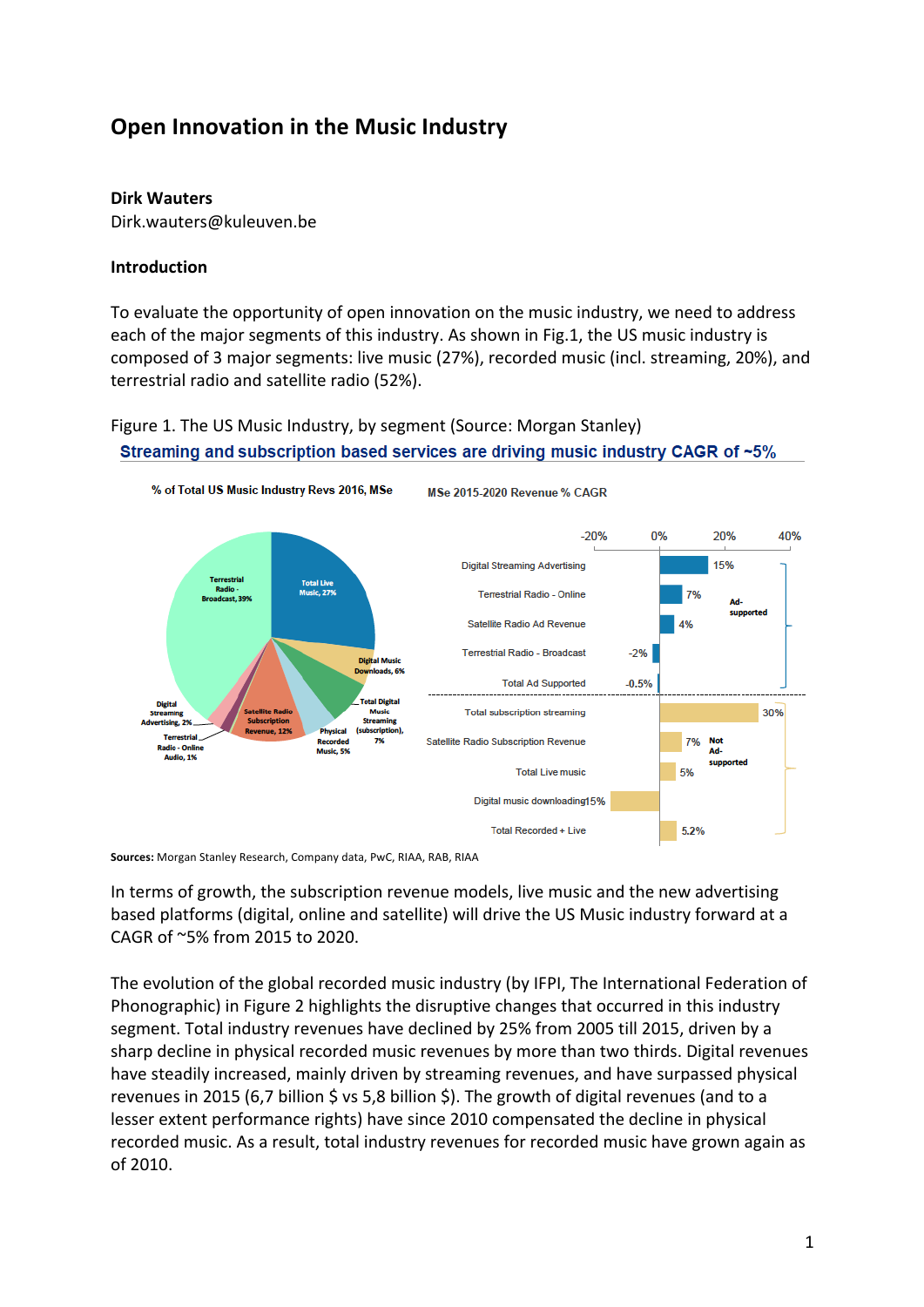# Open Innovation in the Music Industry

**Dirk Wauters**
Dirk.wauters@kuleuven.be

**Introduction**

To evaluate the opportunity of open innovation on the music industry, we need to address each of the major segments of this industry. As shown in Fig.1, the US music industry is composed of 3 major segments: live music (27%), recorded music (incl. streaming, 20%), and terrestrial radio and satellite radio (52%).

Figure 1. The US Music Industry, by segment (Source: Morgan Stanley)

**Sources:** Morgan Stanley Research, Company data, PwC, RIAA, RAB, RIAA

In terms of growth, the subscription revenue models, live music and the new advertising based platforms (digital, online and satellite) will drive the US Music industry forward at a CAGR of ~5% from 2015 to 2020.

The evolution of the global recorded music industry (by IFPI, The International Federation of Phonographic) in Figure 2 highlights the disruptive changes that occurred in this industry segment. Total industry revenues have declined by 25% from 2005 till 2015, driven by a sharp decline in physical recorded music revenues by more than two thirds. Digital revenues have steadily increased, mainly driven by streaming revenues, and have surpassed physical revenues in 2015 (6,7 billion $ vs 5,8 billion $). The growth of digital revenues (and to a lesser extent performance rights) have since 2010 compensated the decline in physical recorded music. As a result, total industry revenues for recorded music have grown again as of 2010.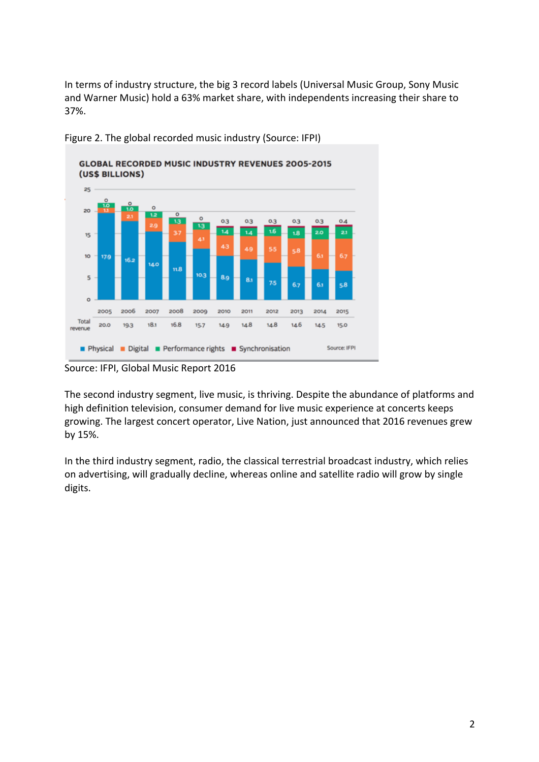In terms of industry structure, the big 3 record labels (Universal Music Group, Sony Music and Warner Music) hold a 63% market share, with independents increasing their share to 37%.

Figure 2. The global recorded music industry (Source: IFPI)

**GLOBAL RECORDED MUSIC INDUSTRY REVENUES 2005-2015 (US$ BILLIONS)**

| | 2005 | 2006 | 2007 | 2008 | 2009 | 2010 | 2011 | 2012 | 2013 | 2014 | 2015 |
|---|---|---|---|---|---|---|---|---|---|---|---|
| Physical | 17.9 | 16.2 | 14.0 | 11.8 | 10.3 | 8.9 | 8.1 | 7.5 | 6.7 | 6.1 | 5.8 |
| Digital | 1.1 | 2.1 | 2.9 | 3.7 | 4.1 | 4.3 | 4.9 | 5.5 | 5.8 | 6.1 | 6.7 |
| Performance rights | 1.0 | 1.0 | 1.2 | 1.3 | 1.3 | 1.4 | 1.4 | 1.6 | 1.8 | 2.0 | 2.1 |
| Synchronisation | 0 | 0 | 0 | 0 | 0 | 0.3 | 0.3 | 0.3 | 0.3 | 0.3 | 0.4 |
| Total revenue | 20.0 | 19.3 | 18.1 | 16.8 | 15.7 | 14.9 | 14.8 | 14.8 | 14.6 | 14.5 | 15.0 |

Source: IFPI

Source: IFPI, Global Music Report 2016

The second industry segment, live music, is thriving. Despite the abundance of platforms and high definition television, consumer demand for live music experience at concerts keeps growing. The largest concert operator, Live Nation, just announced that 2016 revenues grew by 15%.

In the third industry segment, radio, the classical terrestrial broadcast industry, which relies on advertising, will gradually decline, whereas online and satellite radio will grow by single digits.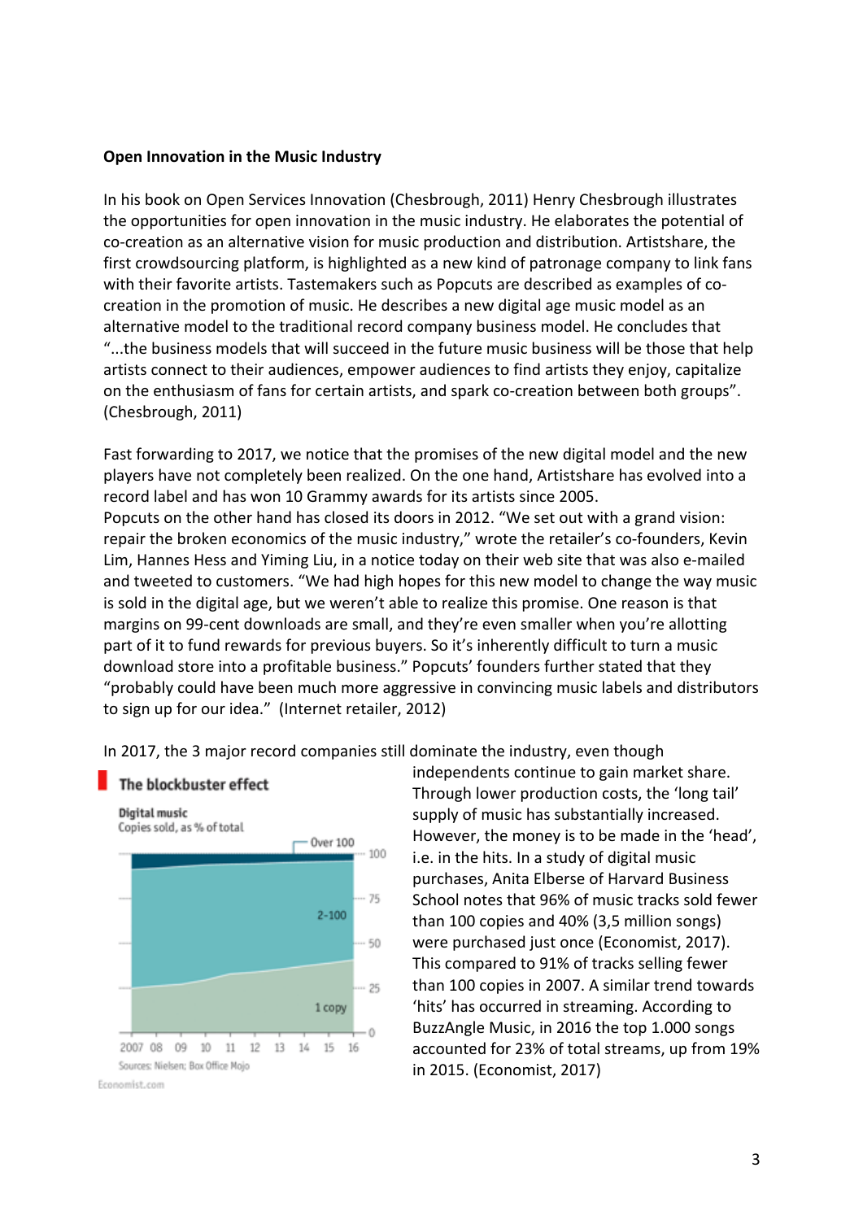**Open Innovation in the Music Industry**

In his book on Open Services Innovation (Chesbrough, 2011) Henry Chesbrough illustrates the opportunities for open innovation in the music industry. He elaborates the potential of co-creation as an alternative vision for music production and distribution. Artistshare, the first crowdsourcing platform, is highlighted as a new kind of patronage company to link fans with their favorite artists. Tastemakers such as Popcuts are described as examples of co-creation in the promotion of music. He describes a new digital age music model as an alternative model to the traditional record company business model. He concludes that "...the business models that will succeed in the future music business will be those that help artists connect to their audiences, empower audiences to find artists they enjoy, capitalize on the enthusiasm of fans for certain artists, and spark co-creation between both groups". (Chesbrough, 2011)

Fast forwarding to 2017, we notice that the promises of the new digital model and the new players have not completely been realized. On the one hand, Artistshare has evolved into a record label and has won 10 Grammy awards for its artists since 2005.
Popcuts on the other hand has closed its doors in 2012. "We set out with a grand vision: repair the broken economics of the music industry," wrote the retailer's co-founders, Kevin Lim, Hannes Hess and Yiming Liu, in a notice today on their web site that was also e-mailed and tweeted to customers. "We had high hopes for this new model to change the way music is sold in the digital age, but we weren't able to realize this promise. One reason is that margins on 99-cent downloads are small, and they're even smaller when you're allotting part of it to fund rewards for previous buyers. So it's inherently difficult to turn a music download store into a profitable business." Popcuts' founders further stated that they "probably could have been much more aggressive in convincing music labels and distributors to sign up for our idea." (Internet retailer, 2012)

In 2017, the 3 major record companies still dominate the industry, even though independents continue to gain market share. Through lower production costs, the 'long tail' supply of music has substantially increased. However, the money is to be made in the 'head', i.e. in the hits. In a study of digital music purchases, Anita Elberse of Harvard Business School notes that 96% of music tracks sold fewer than 100 copies and 40% (3,5 million songs) were purchased just once (Economist, 2017). This compared to 91% of tracks selling fewer than 100 copies in 2007. A similar trend towards 'hits' has occurred in streaming. According to BuzzAngle Music, in 2016 the top 1.000 songs accounted for 23% of total streams, up from 19% in 2015. (Economist, 2017)

**The blockbuster effect**

Digital music
Copies sold, as % of total

Sources: Nielsen; Box Office Mojo

Economist.com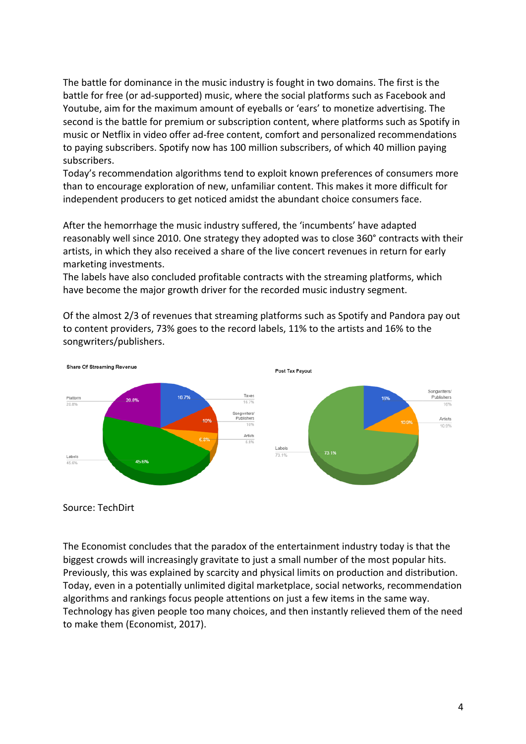The battle for dominance in the music industry is fought in two domains. The first is the battle for free (or ad-supported) music, where the social platforms such as Facebook and Youtube, aim for the maximum amount of eyeballs or 'ears' to monetize advertising. The second is the battle for premium or subscription content, where platforms such as Spotify in music or Netflix in video offer ad-free content, comfort and personalized recommendations to paying subscribers. Spotify now has 100 million subscribers, of which 40 million paying subscribers.
Today's recommendation algorithms tend to exploit known preferences of consumers more than to encourage exploration of new, unfamiliar content. This makes it more difficult for independent producers to get noticed amidst the abundant choice consumers face.

After the hemorrhage the music industry suffered, the 'incumbents' have adapted reasonably well since 2010. One strategy they adopted was to close 360° contracts with their artists, in which they also received a share of the live concert revenues in return for early marketing investments.
The labels have also concluded profitable contracts with the streaming platforms, which have become the major growth driver for the recorded music industry segment.

Of the almost 2/3 of revenues that streaming platforms such as Spotify and Pandora pay out to content providers, 73% goes to the record labels, 11% to the artists and 16% to the songwriters/publishers.

Source: TechDirt

The Economist concludes that the paradox of the entertainment industry today is that the biggest crowds will increasingly gravitate to just a small number of the most popular hits. Previously, this was explained by scarcity and physical limits on production and distribution. Today, even in a potentially unlimited digital marketplace, social networks, recommendation algorithms and rankings focus people attentions on just a few items in the same way. Technology has given people too many choices, and then instantly relieved them of the need to make them (Economist, 2017).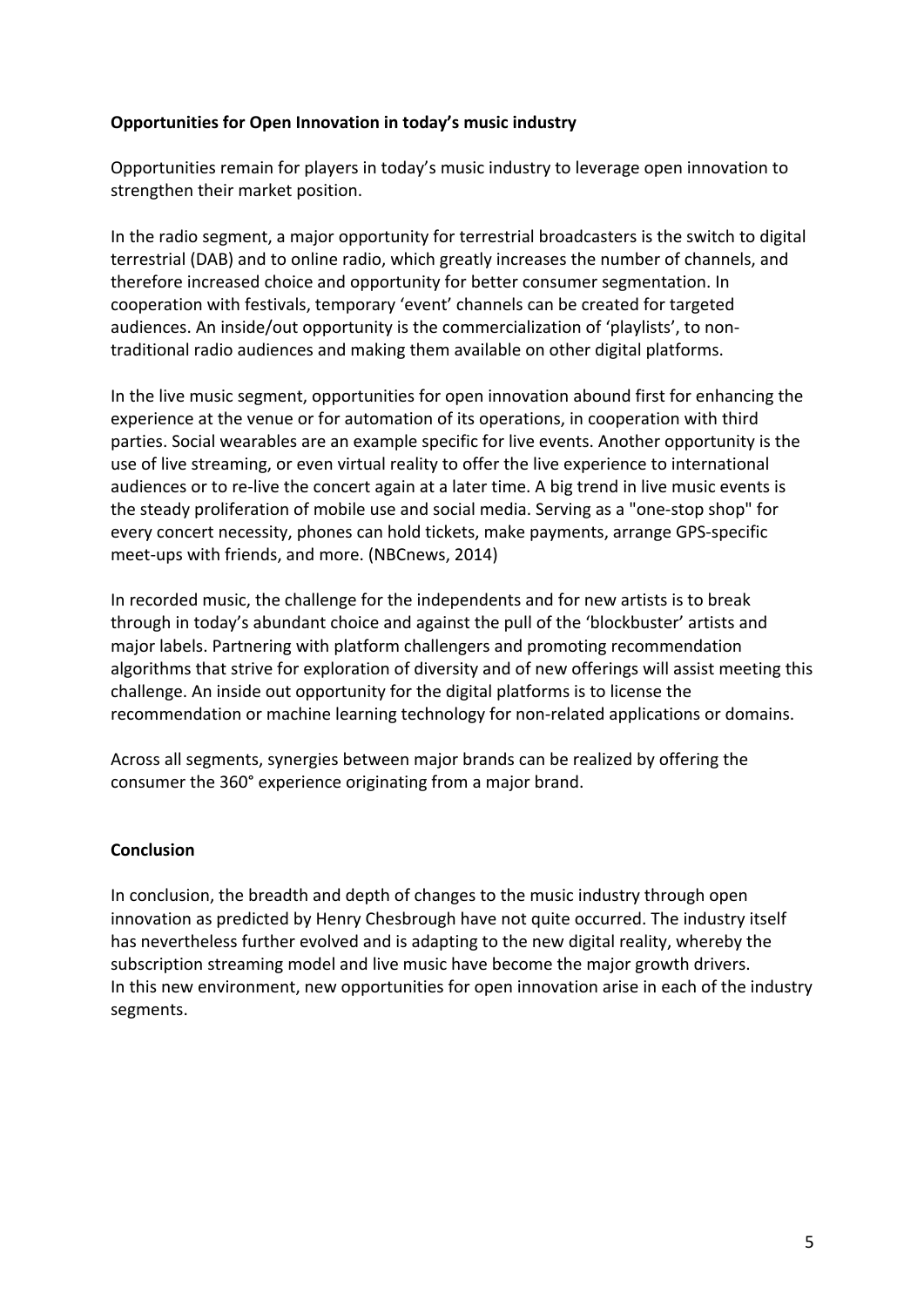**Opportunities for Open Innovation in today's music industry**

Opportunities remain for players in today's music industry to leverage open innovation to strengthen their market position.

In the radio segment, a major opportunity for terrestrial broadcasters is the switch to digital terrestrial (DAB) and to online radio, which greatly increases the number of channels, and therefore increased choice and opportunity for better consumer segmentation. In cooperation with festivals, temporary 'event' channels can be created for targeted audiences. An inside/out opportunity is the commercialization of 'playlists', to non-traditional radio audiences and making them available on other digital platforms.

In the live music segment, opportunities for open innovation abound first for enhancing the experience at the venue or for automation of its operations, in cooperation with third parties. Social wearables are an example specific for live events. Another opportunity is the use of live streaming, or even virtual reality to offer the live experience to international audiences or to re-live the concert again at a later time. A big trend in live music events is the steady proliferation of mobile use and social media. Serving as a "one-stop shop" for every concert necessity, phones can hold tickets, make payments, arrange GPS-specific meet-ups with friends, and more. (NBCnews, 2014)

In recorded music, the challenge for the independents and for new artists is to break through in today's abundant choice and against the pull of the 'blockbuster' artists and major labels. Partnering with platform challengers and promoting recommendation algorithms that strive for exploration of diversity and of new offerings will assist meeting this challenge. An inside out opportunity for the digital platforms is to license the recommendation or machine learning technology for non-related applications or domains.

Across all segments, synergies between major brands can be realized by offering the consumer the 360° experience originating from a major brand.

**Conclusion**

In conclusion, the breadth and depth of changes to the music industry through open innovation as predicted by Henry Chesbrough have not quite occurred. The industry itself has nevertheless further evolved and is adapting to the new digital reality, whereby the subscription streaming model and live music have become the major growth drivers. In this new environment, new opportunities for open innovation arise in each of the industry segments.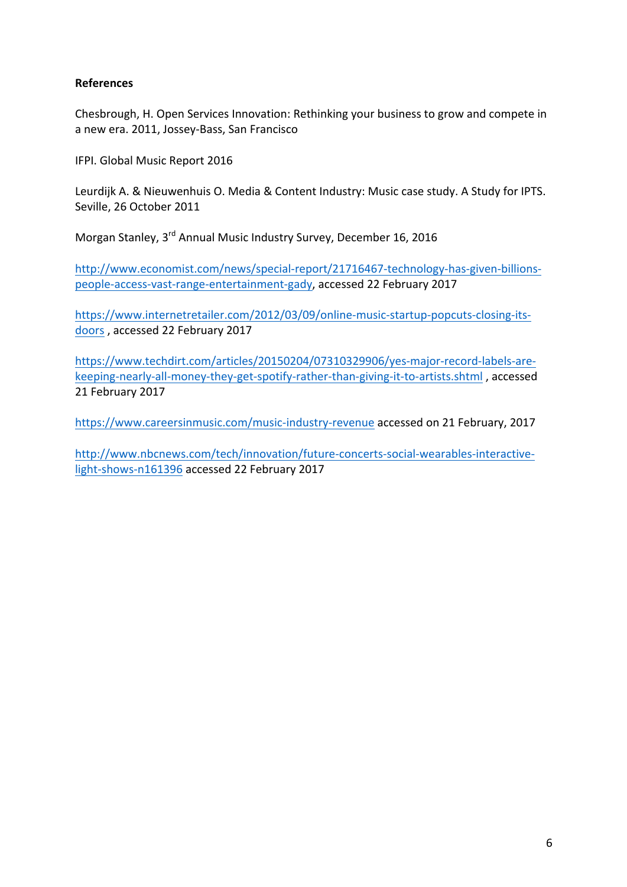**References**

Chesbrough, H. Open Services Innovation: Rethinking your business to grow and compete in a new era. 2011, Jossey-Bass, San Francisco

IFPI. Global Music Report 2016

Leurdijk A. & Nieuwenhuis O. Media & Content Industry: Music case study. A Study for IPTS. Seville, 26 October 2011

Morgan Stanley, 3rd Annual Music Industry Survey, December 16, 2016

http://www.economist.com/news/special-report/21716467-technology-has-given-billions-people-access-vast-range-entertainment-gady, accessed 22 February 2017

https://www.internetretailer.com/2012/03/09/online-music-startup-popcuts-closing-its-doors , accessed 22 February 2017

https://www.techdirt.com/articles/20150204/07310329906/yes-major-record-labels-are-keeping-nearly-all-money-they-get-spotify-rather-than-giving-it-to-artists.shtml , accessed 21 February 2017

https://www.careersinmusic.com/music-industry-revenue accessed on 21 February, 2017

http://www.nbcnews.com/tech/innovation/future-concerts-social-wearables-interactive-light-shows-n161396 accessed 22 February 2017